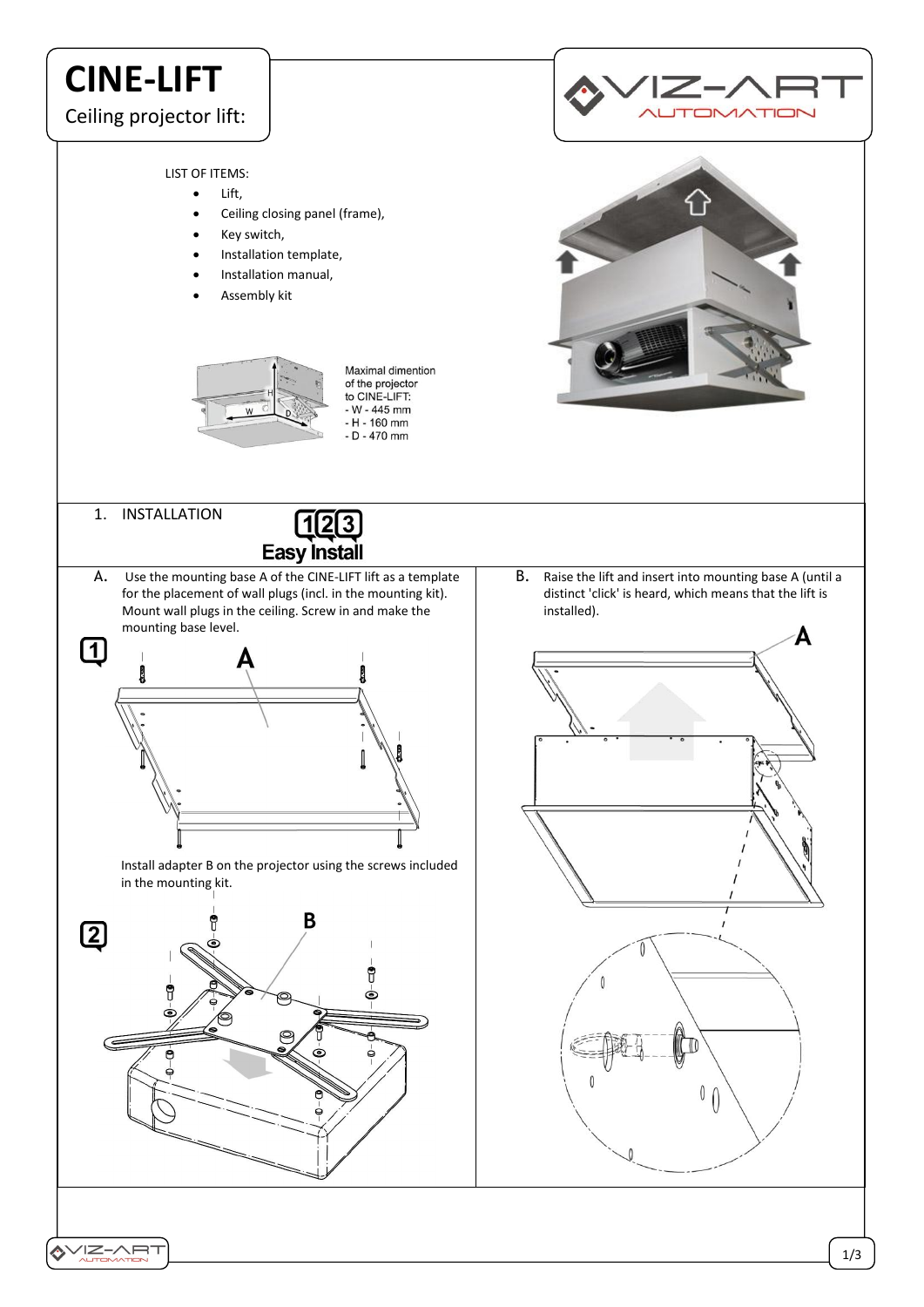# CINE-LIFT

Ceiling projector lift:

LIST OF ITEMS:

- Lift,
- Ceiling closing panel (frame),
- Key switch,
- Installation template,
- Installation manual,
- Assembly kit

Maximal dimention of the projector to CINE-LIFT:
- W - 445 mm
- H - 160 mm
- D - 470 mm

## 1. INSTALLATION

Easy Install

**A.** Use the mounting base A of the CINE-LIFT lift as a template for the placement of wall plugs (incl. in the mounting kit). Mount wall plugs in the ceiling. Screw in and make the mounting base level.

Install adapter B on the projector using the screws included in the mounting kit.

**B.** Raise the lift and insert into mounting base A (until a distinct 'click' is heard, which means that the lift is installed).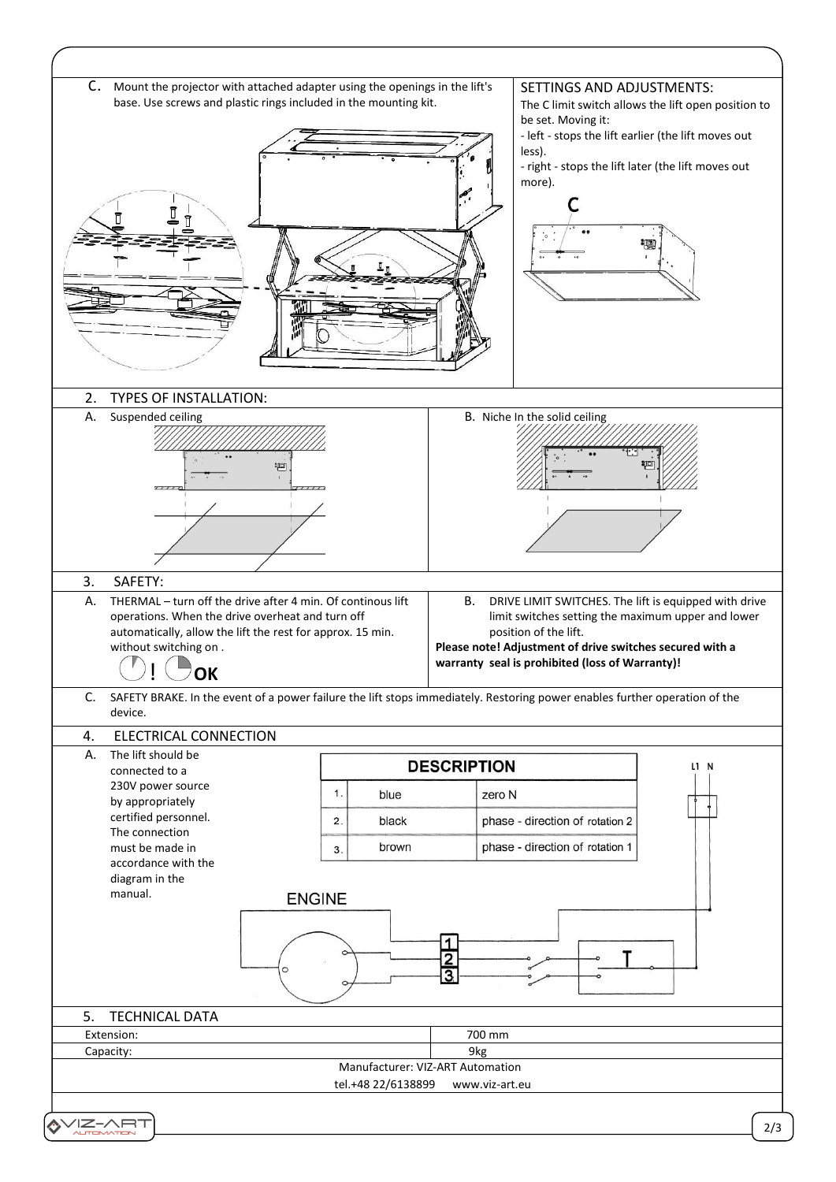C. Mount the projector with attached adapter using the openings in the lift's base. Use screws and plastic rings included in the mounting kit.

## SETTINGS AND ADJUSTMENTS:

The C limit switch allows the lift open position to be set. Moving it:

- left - stops the lift earlier (the lift moves out less).
- right - stops the lift later (the lift moves out more).

## 2. TYPES OF INSTALLATION:

A. Suspended ceiling

B. Niche In the solid ceiling

## 3. SAFETY:

A. THERMAL – turn off the drive after 4 min. Of continous lift operations. When the drive overheat and turn off automatically, allow the lift the rest for approx. 15 min. without switching on .

! OK

B. DRIVE LIMIT SWITCHES. The lift is equipped with drive limit switches setting the maximum upper and lower position of the lift.

**Please note! Adjustment of drive switches secured with a warranty seal is prohibited (loss of Warranty)!**

C. SAFETY BRAKE. In the event of a power failure the lift stops immediately. Restoring power enables further operation of the device.

## 4. ELECTRICAL CONNECTION

A. The lift should be connected to a 230V power source by appropriately certified personnel. The connection must be made in accordance with the diagram in the manual.

| DESCRIPTION | | |
|---|---|---|
| 1. | blue | zero N |
| 2. | black | phase - direction of rotation 2 |
| 3. | brown | phase - direction of rotation 1 |

ENGINE

## 5. TECHNICAL DATA

| | |
|---|---|
| Extension: | 700 mm |
| Capacity: | 9kg |

Manufacturer: VIZ-ART Automation

tel.+48 22/6138899 www.viz-art.eu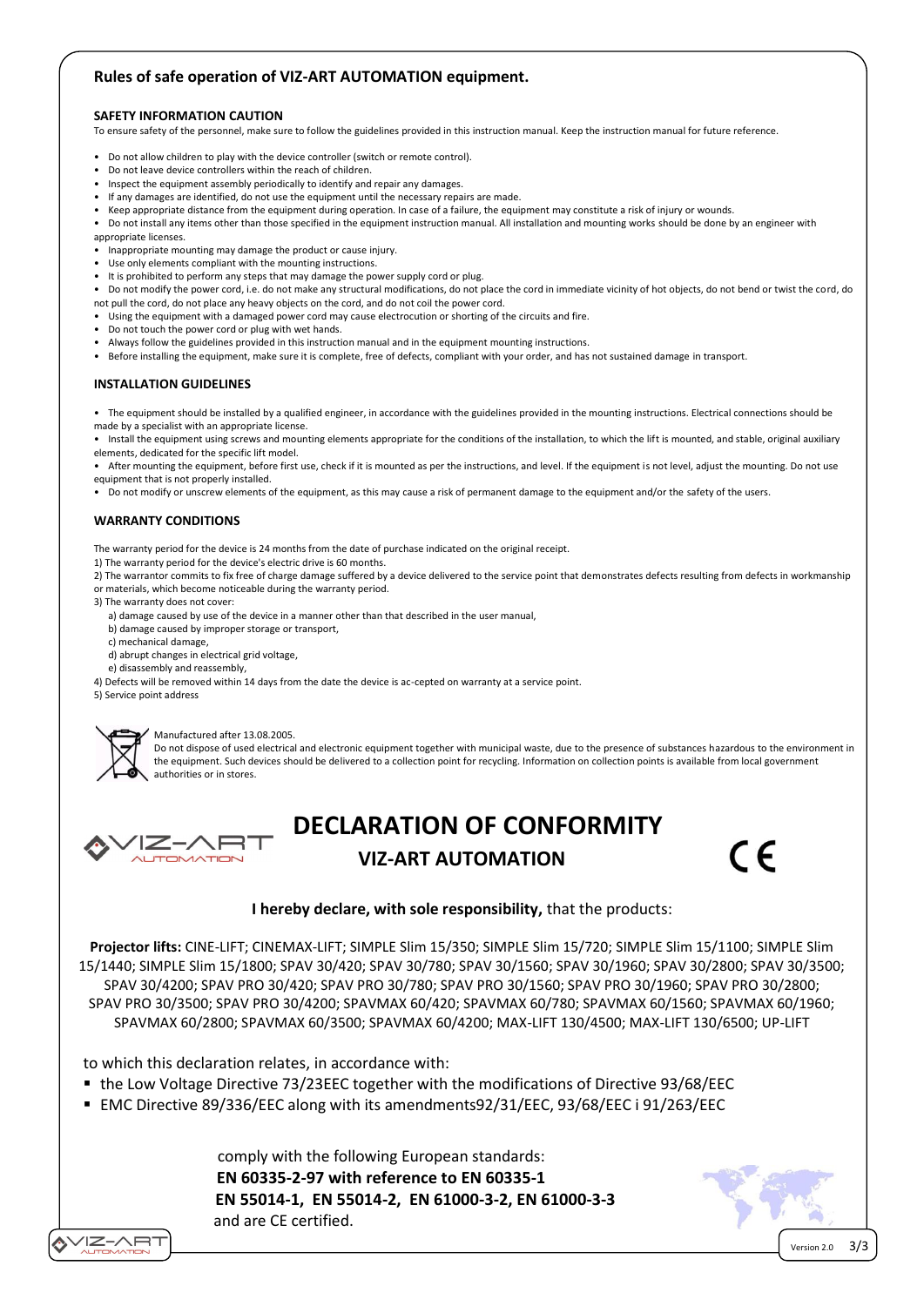## Rules of safe operation of VIZ-ART AUTOMATION equipment.

### SAFETY INFORMATION CAUTION

To ensure safety of the personnel, make sure to follow the guidelines provided in this instruction manual. Keep the instruction manual for future reference.

- Do not allow children to play with the device controller (switch or remote control).
- Do not leave device controllers within the reach of children.
- Inspect the equipment assembly periodically to identify and repair any damages.
- If any damages are identified, do not use the equipment until the necessary repairs are made.
- Keep appropriate distance from the equipment during operation. In case of a failure, the equipment may constitute a risk of injury or wounds.
- Do not install any items other than those specified in the equipment instruction manual. All installation and mounting works should be done by an engineer with appropriate licenses.
- Inappropriate mounting may damage the product or cause injury.
- Use only elements compliant with the mounting instructions.
- It is prohibited to perform any steps that may damage the power supply cord or plug.
- Do not modify the power cord, i.e. do not make any structural modifications, do not place the cord in immediate vicinity of hot objects, do not bend or twist the cord, do not pull the cord, do not place any heavy objects on the cord, and do not coil the power cord.
- Using the equipment with a damaged power cord may cause electrocution or shorting of the circuits and fire.
- Do not touch the power cord or plug with wet hands.
- Always follow the guidelines provided in this instruction manual and in the equipment mounting instructions.
- Before installing the equipment, make sure it is complete, free of defects, compliant with your order, and has not sustained damage in transport.

### INSTALLATION GUIDELINES

- The equipment should be installed by a qualified engineer, in accordance with the guidelines provided in the mounting instructions. Electrical connections should be made by a specialist with an appropriate license.
- Install the equipment using screws and mounting elements appropriate for the conditions of the installation, to which the lift is mounted, and stable, original auxiliary elements, dedicated for the specific lift model.
- After mounting the equipment, before first use, check if it is mounted as per the instructions, and level. If the equipment is not level, adjust the mounting. Do not use equipment that is not properly installed.
- Do not modify or unscrew elements of the equipment, as this may cause a risk of permanent damage to the equipment and/or the safety of the users.

### WARRANTY CONDITIONS

The warranty period for the device is 24 months from the date of purchase indicated on the original receipt.

1) The warranty period for the device's electric drive is 60 months.
2) The warrantor commits to fix free of charge damage suffered by a device delivered to the service point that demonstrates defects resulting from defects in workmanship or materials, which become noticeable during the warranty period.
3) The warranty does not cover:
   a) damage caused by use of the device in a manner other than that described in the user manual,
   b) damage caused by improper storage or transport,
   c) mechanical damage,
   d) abrupt changes in electrical grid voltage,
   e) disassembly and reassembly,
4) Defects will be removed within 14 days from the date the device is ac-cepted on warranty at a service point.
5) Service point address

Manufactured after 13.08.2005.
Do not dispose of used electrical and electronic equipment together with municipal waste, due to the presence of substances hazardous to the environment in the equipment. Such devices should be delivered to a collection point for recycling. Information on collection points is available from local government authorities or in stores.

# DECLARATION OF CONFORMITY

## VIZ-ART AUTOMATION

CE

**I hereby declare, with sole responsibility,** that the products:

**Projector lifts:** CINE-LIFT; CINEMAX-LIFT; SIMPLE Slim 15/350; SIMPLE Slim 15/720; SIMPLE Slim 15/1100; SIMPLE Slim 15/1440; SIMPLE Slim 15/1800; SPAV 30/420; SPAV 30/780; SPAV 30/1560; SPAV 30/1960; SPAV 30/2800; SPAV 30/3500; SPAV 30/4200; SPAV PRO 30/420; SPAV PRO 30/780; SPAV PRO 30/1560; SPAV PRO 30/1960; SPAV PRO 30/2800; SPAV PRO 30/3500; SPAV PRO 30/4200; SPAVMAX 60/420; SPAVMAX 60/780; SPAVMAX 60/1560; SPAVMAX 60/1960; SPAVMAX 60/2800; SPAVMAX 60/3500; SPAVMAX 60/4200; MAX-LIFT 130/4500; MAX-LIFT 130/6500; UP-LIFT

to which this declaration relates, in accordance with:

- the Low Voltage Directive 73/23EEC together with the modifications of Directive 93/68/EEC
- EMC Directive 89/336/EEC along with its amendments92/31/EEC, 93/68/EEC i 91/263/EEC

comply with the following European standards:
**EN 60335-2-97 with reference to EN 60335-1**
**EN 55014-1, EN 55014-2, EN 61000-3-2, EN 61000-3-3**
and are CE certified.